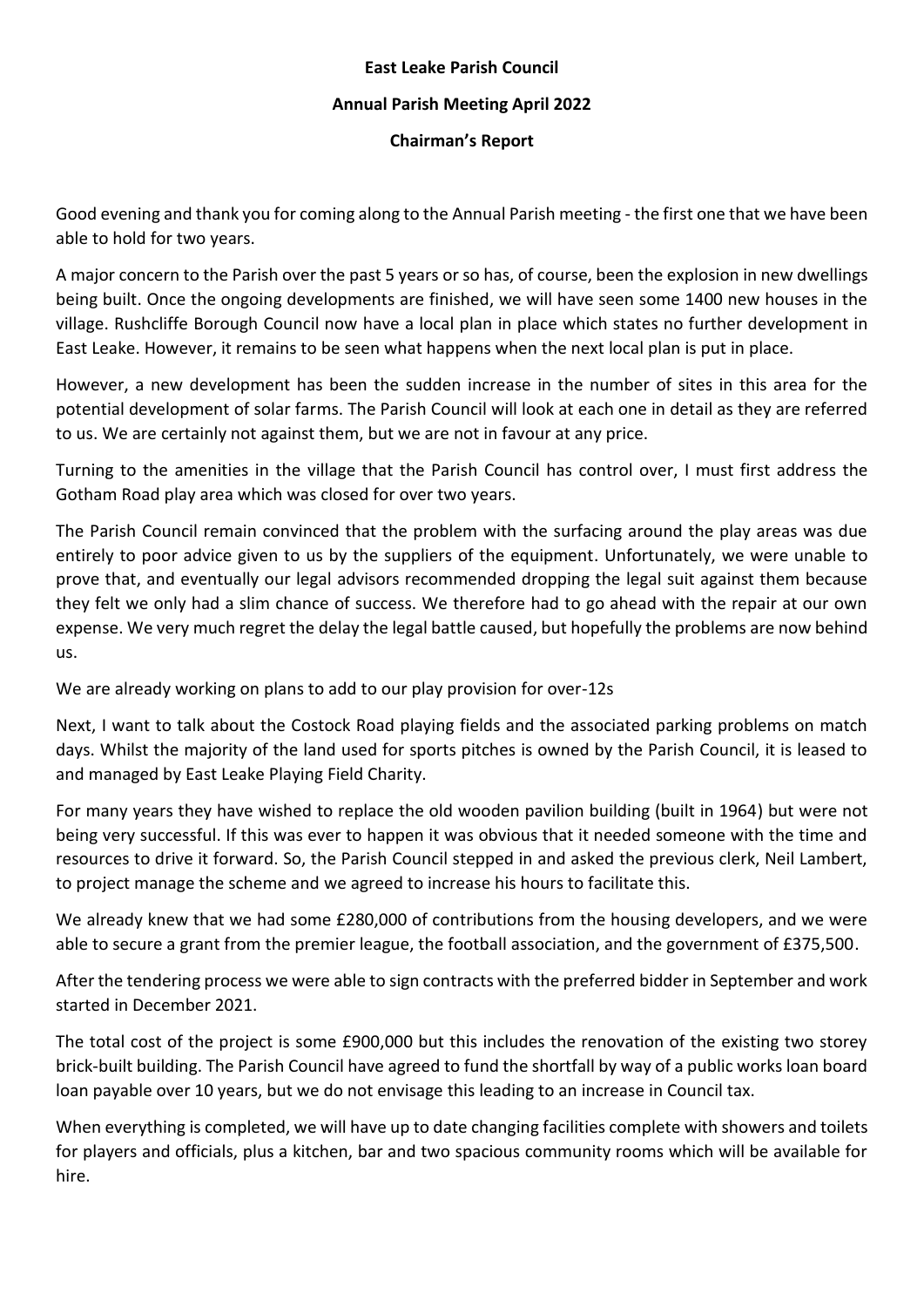# East Leake Parish Council

## Annual Parish Meeting April 2022

## Chairman's Report

Good evening and thank you for coming along to the Annual Parish meeting - the first one that we have been able to hold for two years.

A major concern to the Parish over the past 5 years or so has, of course, been the explosion in new dwellings being built. Once the ongoing developments are finished, we will have seen some 1400 new houses in the village. Rushcliffe Borough Council now have a local plan in place which states no further development in East Leake. However, it remains to be seen what happens when the next local plan is put in place.

However, a new development has been the sudden increase in the number of sites in this area for the potential development of solar farms. The Parish Council will look at each one in detail as they are referred to us. We are certainly not against them, but we are not in favour at any price.

Turning to the amenities in the village that the Parish Council has control over, I must first address the Gotham Road play area which was closed for over two years.

The Parish Council remain convinced that the problem with the surfacing around the play areas was due entirely to poor advice given to us by the suppliers of the equipment. Unfortunately, we were unable to prove that, and eventually our legal advisors recommended dropping the legal suit against them because they felt we only had a slim chance of success. We therefore had to go ahead with the repair at our own expense. We very much regret the delay the legal battle caused, but hopefully the problems are now behind us.

We are already working on plans to add to our play provision for over-12s

Next, I want to talk about the Costock Road playing fields and the associated parking problems on match days. Whilst the majority of the land used for sports pitches is owned by the Parish Council, it is leased to and managed by East Leake Playing Field Charity.

For many years they have wished to replace the old wooden pavilion building (built in 1964) but were not being very successful. If this was ever to happen it was obvious that it needed someone with the time and resources to drive it forward. So, the Parish Council stepped in and asked the previous clerk, Neil Lambert, to project manage the scheme and we agreed to increase his hours to facilitate this.

We already knew that we had some £280,000 of contributions from the housing developers, and we were able to secure a grant from the premier league, the football association, and the government of £375,500.

After the tendering process we were able to sign contracts with the preferred bidder in September and work started in December 2021.

The total cost of the project is some £900,000 but this includes the renovation of the existing two storey brick-built building. The Parish Council have agreed to fund the shortfall by way of a public works loan board loan payable over 10 years, but we do not envisage this leading to an increase in Council tax.

When everything is completed, we will have up to date changing facilities complete with showers and toilets for players and officials, plus a kitchen, bar and two spacious community rooms which will be available for hire.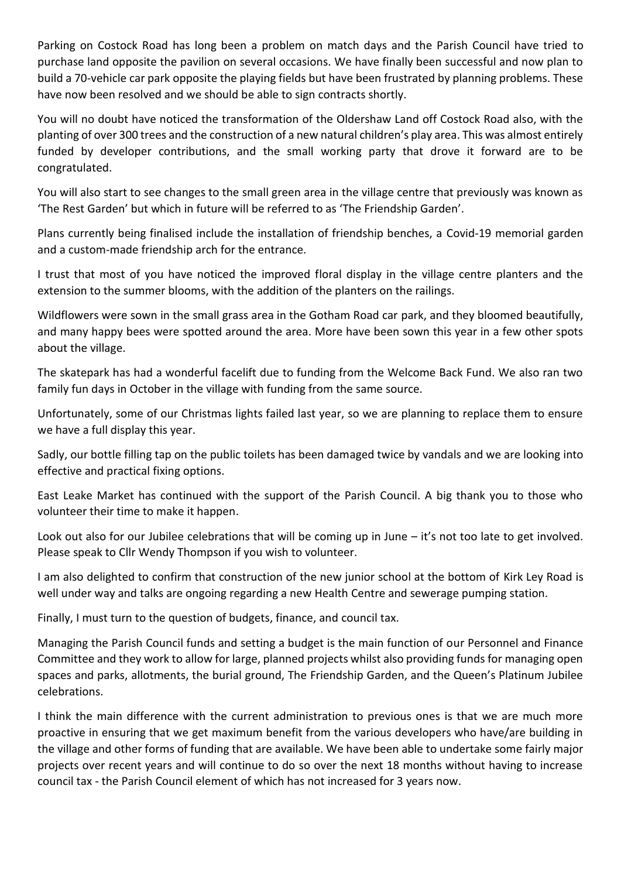Parking on Costock Road has long been a problem on match days and the Parish Council have tried to purchase land opposite the pavilion on several occasions. We have finally been successful and now plan to build a 70-vehicle car park opposite the playing fields but have been frustrated by planning problems. These have now been resolved and we should be able to sign contracts shortly.

You will no doubt have noticed the transformation of the Oldershaw Land off Costock Road also, with the planting of over 300 trees and the construction of a new natural children's play area. This was almost entirely funded by developer contributions, and the small working party that drove it forward are to be congratulated.

You will also start to see changes to the small green area in the village centre that previously was known as 'The Rest Garden' but which in future will be referred to as 'The Friendship Garden'.

Plans currently being finalised include the installation of friendship benches, a Covid-19 memorial garden and a custom-made friendship arch for the entrance.

I trust that most of you have noticed the improved floral display in the village centre planters and the extension to the summer blooms, with the addition of the planters on the railings.

Wildflowers were sown in the small grass area in the Gotham Road car park, and they bloomed beautifully, and many happy bees were spotted around the area. More have been sown this year in a few other spots about the village.

The skatepark has had a wonderful facelift due to funding from the Welcome Back Fund. We also ran two family fun days in October in the village with funding from the same source.

Unfortunately, some of our Christmas lights failed last year, so we are planning to replace them to ensure we have a full display this year.

Sadly, our bottle filling tap on the public toilets has been damaged twice by vandals and we are looking into effective and practical fixing options.

East Leake Market has continued with the support of the Parish Council. A big thank you to those who volunteer their time to make it happen.

Look out also for our Jubilee celebrations that will be coming up in June – it's not too late to get involved. Please speak to Cllr Wendy Thompson if you wish to volunteer.

I am also delighted to confirm that construction of the new junior school at the bottom of Kirk Ley Road is well under way and talks are ongoing regarding a new Health Centre and sewerage pumping station.

Finally, I must turn to the question of budgets, finance, and council tax.

Managing the Parish Council funds and setting a budget is the main function of our Personnel and Finance Committee and they work to allow for large, planned projects whilst also providing funds for managing open spaces and parks, allotments, the burial ground, The Friendship Garden, and the Queen's Platinum Jubilee celebrations.

I think the main difference with the current administration to previous ones is that we are much more proactive in ensuring that we get maximum benefit from the various developers who have/are building in the village and other forms of funding that are available. We have been able to undertake some fairly major projects over recent years and will continue to do so over the next 18 months without having to increase council tax - the Parish Council element of which has not increased for 3 years now.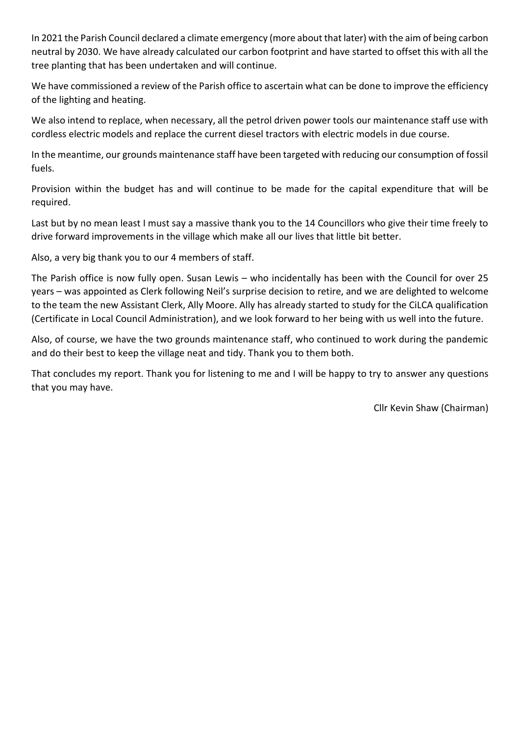In 2021 the Parish Council declared a climate emergency (more about that later) with the aim of being carbon neutral by 2030. We have already calculated our carbon footprint and have started to offset this with all the tree planting that has been undertaken and will continue.

We have commissioned a review of the Parish office to ascertain what can be done to improve the efficiency of the lighting and heating.

We also intend to replace, when necessary, all the petrol driven power tools our maintenance staff use with cordless electric models and replace the current diesel tractors with electric models in due course.

In the meantime, our grounds maintenance staff have been targeted with reducing our consumption of fossil fuels.

Provision within the budget has and will continue to be made for the capital expenditure that will be required.

Last but by no mean least I must say a massive thank you to the 14 Councillors who give their time freely to drive forward improvements in the village which make all our lives that little bit better.

Also, a very big thank you to our 4 members of staff.

The Parish office is now fully open. Susan Lewis – who incidentally has been with the Council for over 25 years – was appointed as Clerk following Neil's surprise decision to retire, and we are delighted to welcome to the team the new Assistant Clerk, Ally Moore. Ally has already started to study for the CiLCA qualification (Certificate in Local Council Administration), and we look forward to her being with us well into the future.

Also, of course, we have the two grounds maintenance staff, who continued to work during the pandemic and do their best to keep the village neat and tidy. Thank you to them both.

That concludes my report. Thank you for listening to me and I will be happy to try to answer any questions that you may have.

Cllr Kevin Shaw (Chairman)